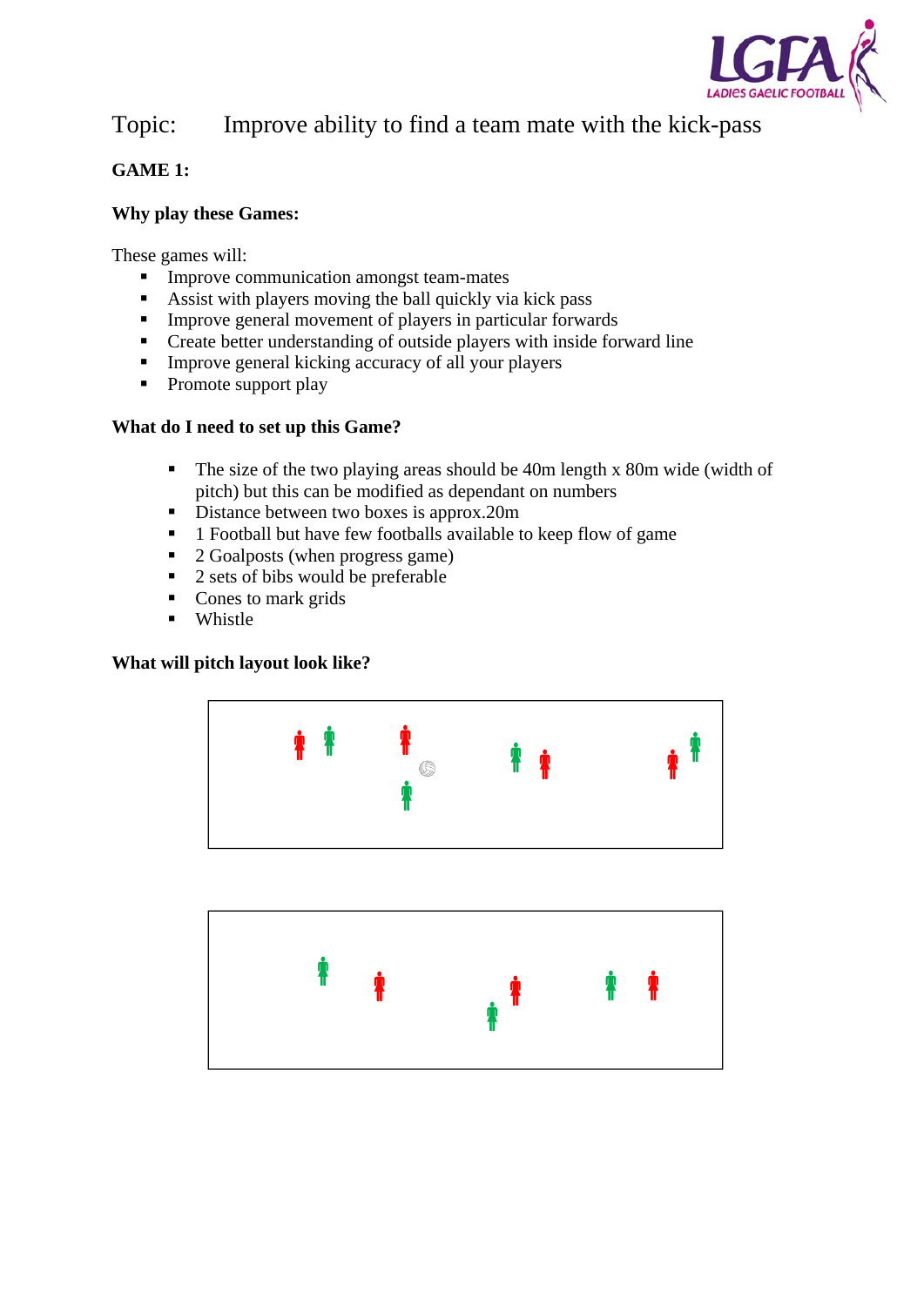Topic: Improve ability to find a team mate with the kick-pass

**GAME 1:**

**Why play these Games:**

These games will:

- Improve communication amongst team-mates
- Assist with players moving the ball quickly via kick pass
- Improve general movement of players in particular forwards
- Create better understanding of outside players with inside forward line
- Improve general kicking accuracy of all your players
- Promote support play

**What do I need to set up this Game?**

- The size of the two playing areas should be 40m length x 80m wide (width of pitch) but this can be modified as dependant on numbers
- Distance between two boxes is approx.20m
- 1 Football but have few footballs available to keep flow of game
- 2 Goalposts (when progress game)
- 2 sets of bibs would be preferable
- Cones to mark grids
- Whistle

**What will pitch layout look like?**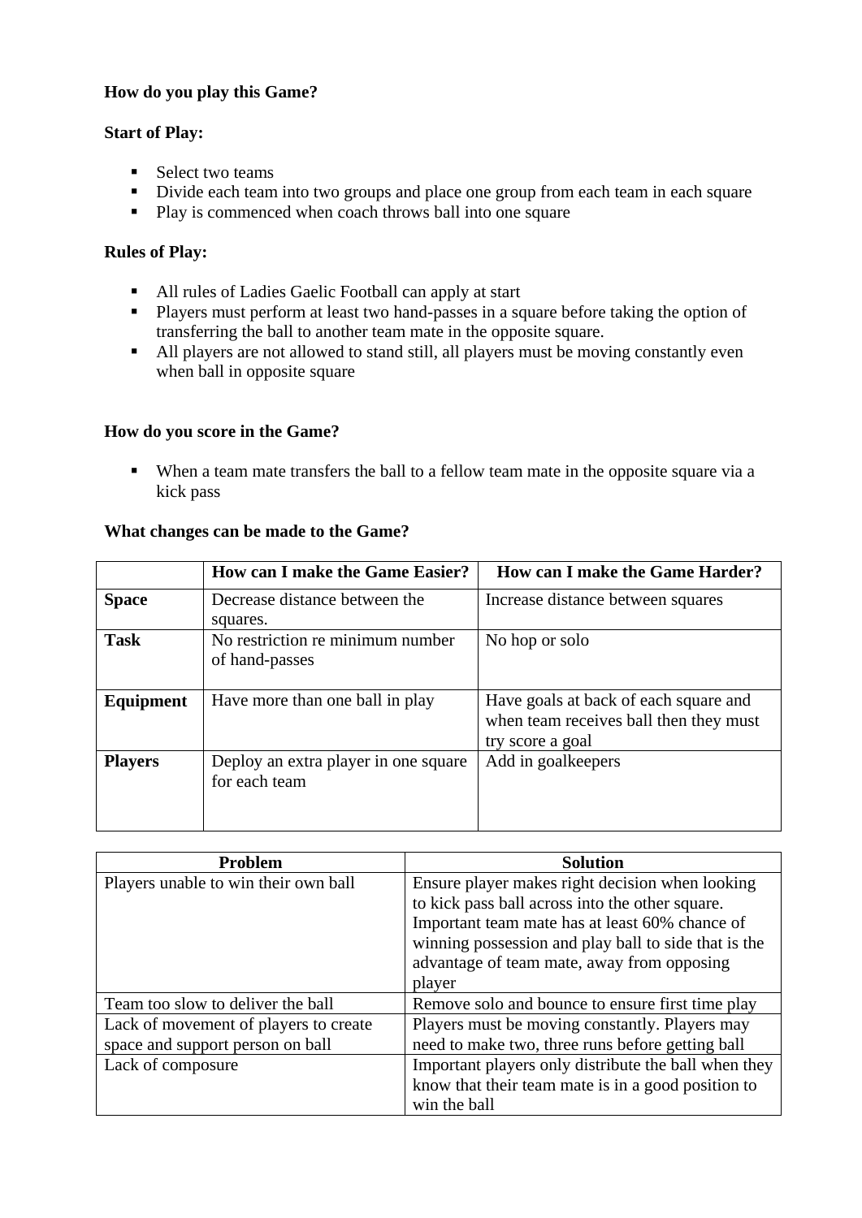**How do you play this Game?**

**Start of Play:**

- Select two teams
- Divide each team into two groups and place one group from each team in each square
- Play is commenced when coach throws ball into one square

**Rules of Play:**

- All rules of Ladies Gaelic Football can apply at start
- Players must perform at least two hand-passes in a square before taking the option of transferring the ball to another team mate in the opposite square.
- All players are not allowed to stand still, all players must be moving constantly even when ball in opposite square

**How do you score in the Game?**

- When a team mate transfers the ball to a fellow team mate in the opposite square via a kick pass

**What changes can be made to the Game?**

| | **How can I make the Game Easier?** | **How can I make the Game Harder?** |
|---|---|---|
| **Space** | Decrease distance between the squares. | Increase distance between squares |
| **Task** | No restriction re minimum number of hand-passes | No hop or solo |
| **Equipment** | Have more than one ball in play | Have goals at back of each square and when team receives ball then they must try score a goal |
| **Players** | Deploy an extra player in one square for each team | Add in goalkeepers |

| **Problem** | **Solution** |
|---|---|
| Players unable to win their own ball | Ensure player makes right decision when looking to kick pass ball across into the other square. Important team mate has at least 60% chance of winning possession and play ball to side that is the advantage of team mate, away from opposing player |
| Team too slow to deliver the ball | Remove solo and bounce to ensure first time play |
| Lack of movement of players to create space and support person on ball | Players must be moving constantly. Players may need to make two, three runs before getting ball |
| Lack of composure | Important players only distribute the ball when they know that their team mate is in a good position to win the ball |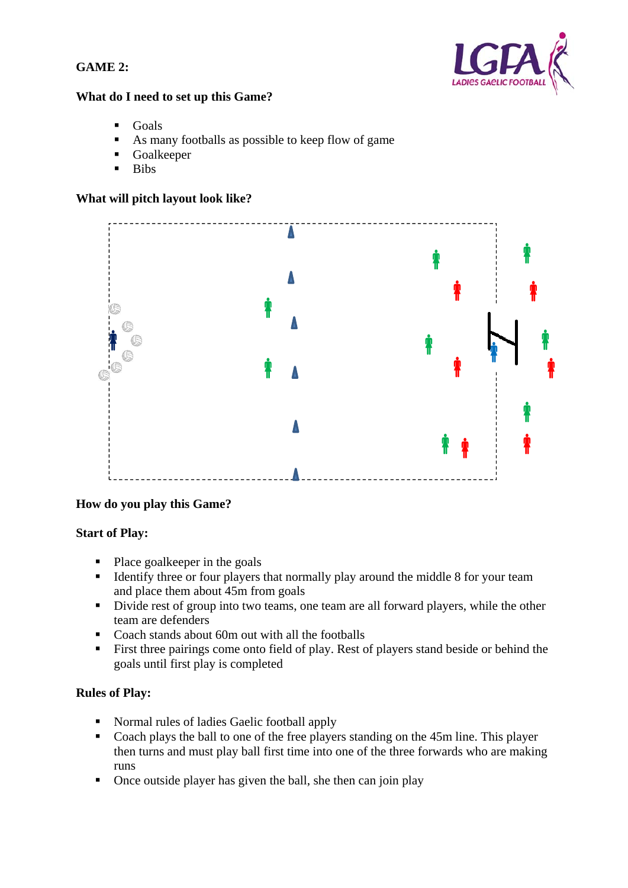**GAME 2:**

**What do I need to set up this Game?**

- Goals
- As many footballs as possible to keep flow of game
- Goalkeeper
- Bibs

**What will pitch layout look like?**

**How do you play this Game?**

**Start of Play:**

- Place goalkeeper in the goals
- Identify three or four players that normally play around the middle 8 for your team and place them about 45m from goals
- Divide rest of group into two teams, one team are all forward players, while the other team are defenders
- Coach stands about 60m out with all the footballs
- First three pairings come onto field of play. Rest of players stand beside or behind the goals until first play is completed

**Rules of Play:**

- Normal rules of ladies Gaelic football apply
- Coach plays the ball to one of the free players standing on the 45m line. This player then turns and must play ball first time into one of the three forwards who are making runs
- Once outside player has given the ball, she then can join play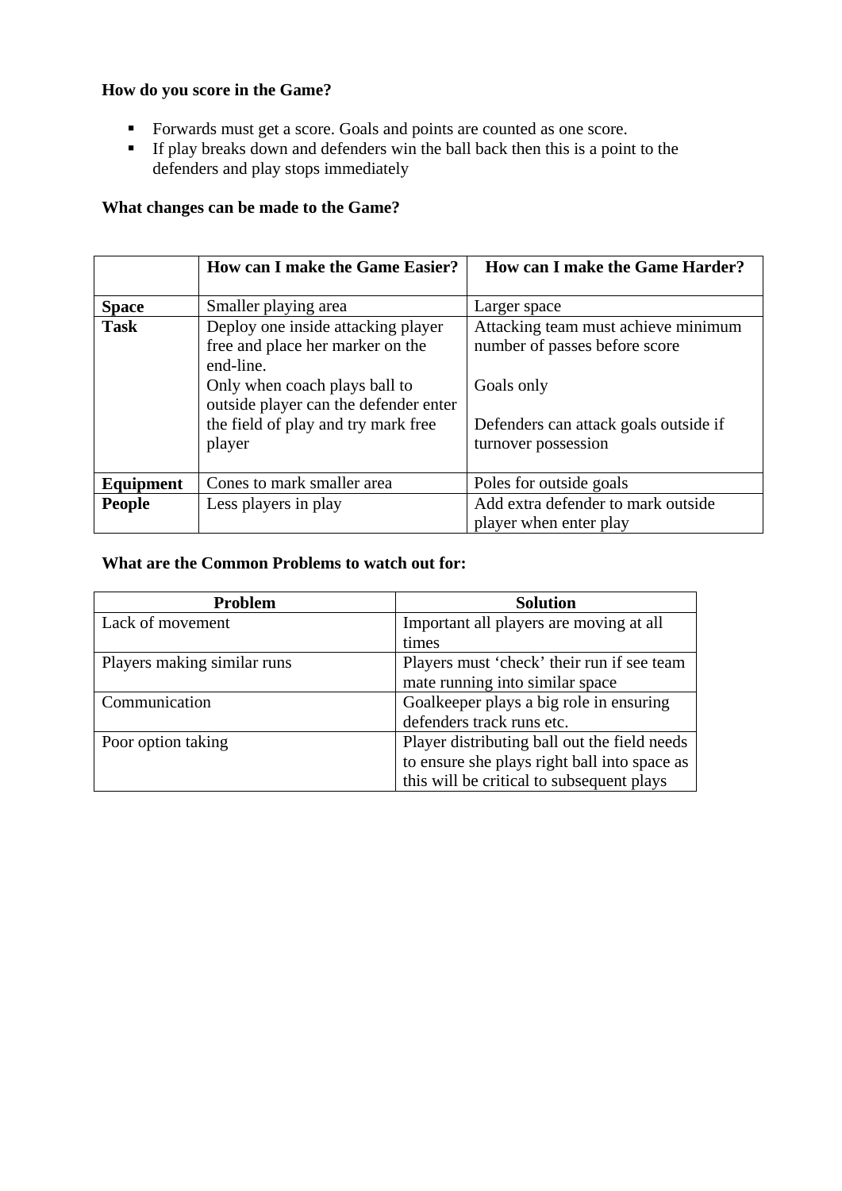**How do you score in the Game?**

- Forwards must get a score. Goals and points are counted as one score.
- If play breaks down and defenders win the ball back then this is a point to the defenders and play stops immediately

**What changes can be made to the Game?**

| | How can I make the Game Easier? | How can I make the Game Harder? |
|---|---|---|
| **Space** | Smaller playing area | Larger space |
| **Task** | Deploy one inside attacking player free and place her marker on the end-line. Only when coach plays ball to outside player can the defender enter the field of play and try mark free player | Attacking team must achieve minimum number of passes before score<br><br>Goals only<br><br>Defenders can attack goals outside if turnover possession |
| **Equipment** | Cones to mark smaller area | Poles for outside goals |
| **People** | Less players in play | Add extra defender to mark outside player when enter play |

**What are the Common Problems to watch out for:**

| Problem | Solution |
|---|---|
| Lack of movement | Important all players are moving at all times |
| Players making similar runs | Players must 'check' their run if see team mate running into similar space |
| Communication | Goalkeeper plays a big role in ensuring defenders track runs etc. |
| Poor option taking | Player distributing ball out the field needs to ensure she plays right ball into space as this will be critical to subsequent plays |